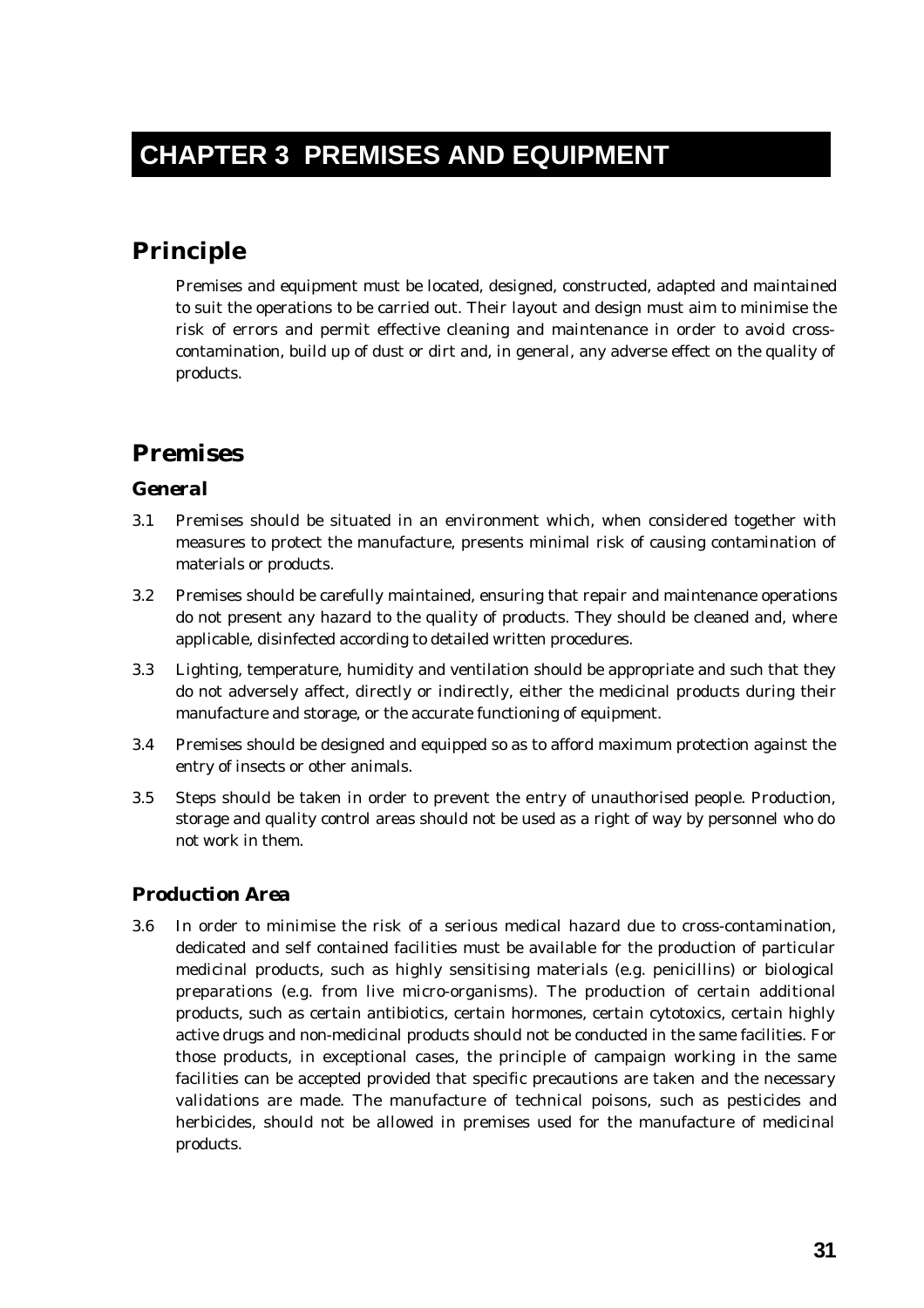# CHAPTER 3 PREMISES AND EQUIPMENT

## Principle

Premises and equipment must be located, designed, constructed, adapted and maintained to suit the operations to be carried out. Their layout and design must aim to minimise the risk of errors and permit effective cleaning and maintenance in order to avoid cross-contamination, build up of dust or dirt and, in general, any adverse effect on the quality of products.

## Premises

### General

3.1 Premises should be situated in an environment which, when considered together with measures to protect the manufacture, presents minimal risk of causing contamination of materials or products.

3.2 Premises should be carefully maintained, ensuring that repair and maintenance operations do not present any hazard to the quality of products. They should be cleaned and, where applicable, disinfected according to detailed written procedures.

3.3 Lighting, temperature, humidity and ventilation should be appropriate and such that they do not adversely affect, directly or indirectly, either the medicinal products during their manufacture and storage, or the accurate functioning of equipment.

3.4 Premises should be designed and equipped so as to afford maximum protection against the entry of insects or other animals.

3.5 Steps should be taken in order to prevent the entry of unauthorised people. Production, storage and quality control areas should not be used as a right of way by personnel who do not work in them.

### Production Area

3.6 In order to minimise the risk of a serious medical hazard due to cross-contamination, dedicated and self contained facilities must be available for the production of particular medicinal products, such as highly sensitising materials (e.g. penicillins) or biological preparations (e.g. from live micro-organisms). The production of certain additional products, such as certain antibiotics, certain hormones, certain cytotoxics, certain highly active drugs and non-medicinal products should not be conducted in the same facilities. For those products, in exceptional cases, the principle of campaign working in the same facilities can be accepted provided that specific precautions are taken and the necessary validations are made. The manufacture of technical poisons, such as pesticides and herbicides, should not be allowed in premises used for the manufacture of medicinal products.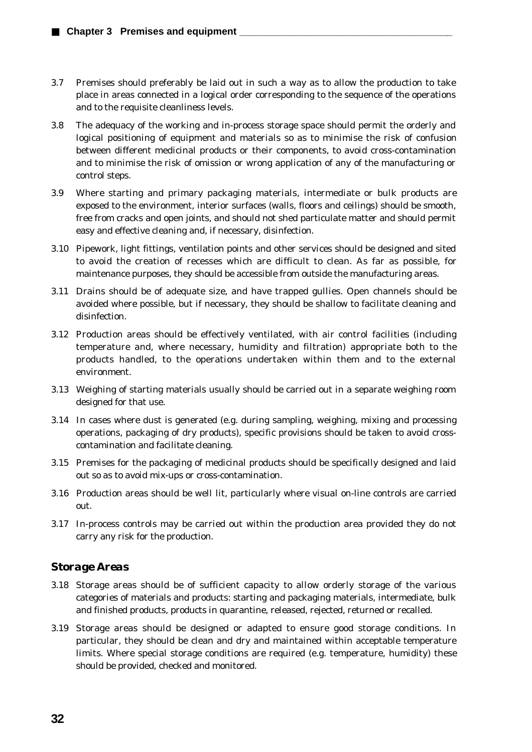3.7 Premises should preferably be laid out in such a way as to allow the production to take place in areas connected in a logical order corresponding to the sequence of the operations and to the requisite cleanliness levels.

3.8 The adequacy of the working and in-process storage space should permit the orderly and logical positioning of equipment and materials so as to minimise the risk of confusion between different medicinal products or their components, to avoid cross-contamination and to minimise the risk of omission or wrong application of any of the manufacturing or control steps.

3.9 Where starting and primary packaging materials, intermediate or bulk products are exposed to the environment, interior surfaces (walls, floors and ceilings) should be smooth, free from cracks and open joints, and should not shed particulate matter and should permit easy and effective cleaning and, if necessary, disinfection.

3.10 Pipework, light fittings, ventilation points and other services should be designed and sited to avoid the creation of recesses which are difficult to clean. As far as possible, for maintenance purposes, they should be accessible from outside the manufacturing areas.

3.11 Drains should be of adequate size, and have trapped gullies. Open channels should be avoided where possible, but if necessary, they should be shallow to facilitate cleaning and disinfection.

3.12 Production areas should be effectively ventilated, with air control facilities (including temperature and, where necessary, humidity and filtration) appropriate both to the products handled, to the operations undertaken within them and to the external environment.

3.13 Weighing of starting materials usually should be carried out in a separate weighing room designed for that use.

3.14 In cases where dust is generated (e.g. during sampling, weighing, mixing and processing operations, packaging of dry products), specific provisions should be taken to avoid cross-contamination and facilitate cleaning.

3.15 Premises for the packaging of medicinal products should be specifically designed and laid out so as to avoid mix-ups or cross-contamination.

3.16 Production areas should be well lit, particularly where visual on-line controls are carried out.

3.17 In-process controls may be carried out within the production area provided they do not carry any risk for the production.

## Storage Areas

3.18 Storage areas should be of sufficient capacity to allow orderly storage of the various categories of materials and products: starting and packaging materials, intermediate, bulk and finished products, products in quarantine, released, rejected, returned or recalled.

3.19 Storage areas should be designed or adapted to ensure good storage conditions. In particular, they should be clean and dry and maintained within acceptable temperature limits. Where special storage conditions are required (e.g. temperature, humidity) these should be provided, checked and monitored.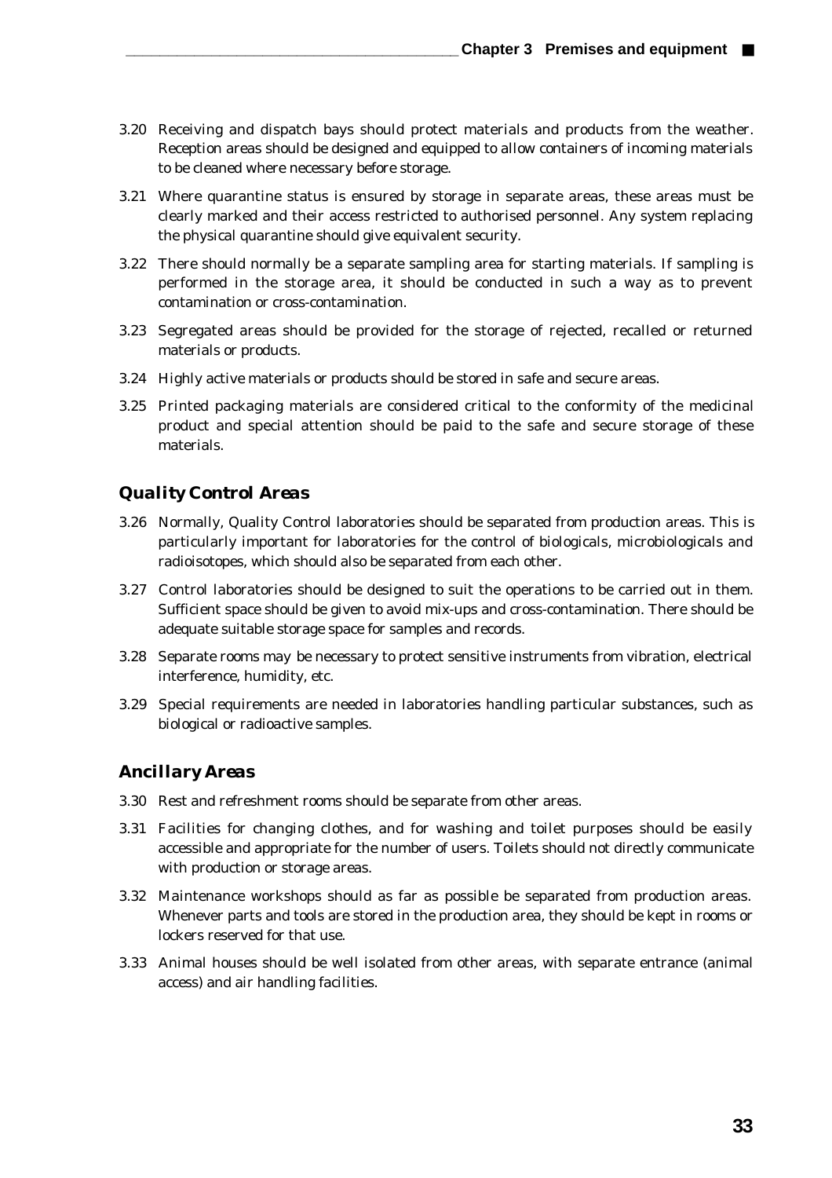3.20 Receiving and dispatch bays should protect materials and products from the weather. Reception areas should be designed and equipped to allow containers of incoming materials to be cleaned where necessary before storage.

3.21 Where quarantine status is ensured by storage in separate areas, these areas must be clearly marked and their access restricted to authorised personnel. Any system replacing the physical quarantine should give equivalent security.

3.22 There should normally be a separate sampling area for starting materials. If sampling is performed in the storage area, it should be conducted in such a way as to prevent contamination or cross-contamination.

3.23 Segregated areas should be provided for the storage of rejected, recalled or returned materials or products.

3.24 Highly active materials or products should be stored in safe and secure areas.

3.25 Printed packaging materials are considered critical to the conformity of the medicinal product and special attention should be paid to the safe and secure storage of these materials.

### *Quality Control Areas*

3.26 Normally, Quality Control laboratories should be separated from production areas. This is particularly important for laboratories for the control of biologicals, microbiologicals and radioisotopes, which should also be separated from each other.

3.27 Control laboratories should be designed to suit the operations to be carried out in them. Sufficient space should be given to avoid mix-ups and cross-contamination. There should be adequate suitable storage space for samples and records.

3.28 Separate rooms may be necessary to protect sensitive instruments from vibration, electrical interference, humidity, etc.

3.29 Special requirements are needed in laboratories handling particular substances, such as biological or radioactive samples.

### *Ancillary Areas*

3.30 Rest and refreshment rooms should be separate from other areas.

3.31 Facilities for changing clothes, and for washing and toilet purposes should be easily accessible and appropriate for the number of users. Toilets should not directly communicate with production or storage areas.

3.32 Maintenance workshops should as far as possible be separated from production areas. Whenever parts and tools are stored in the production area, they should be kept in rooms or lockers reserved for that use.

3.33 Animal houses should be well isolated from other areas, with separate entrance (animal access) and air handling facilities.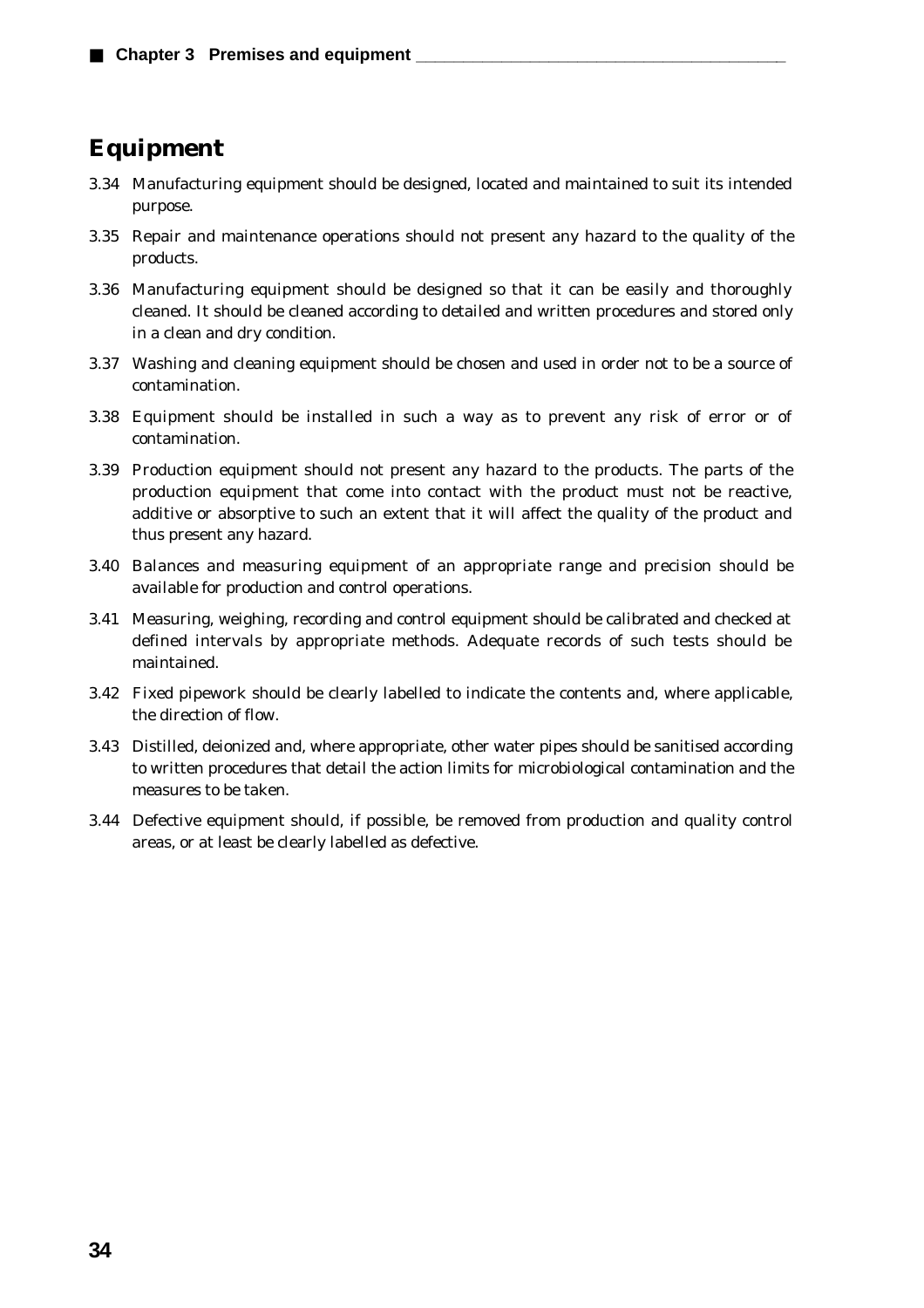## Equipment

3.34 Manufacturing equipment should be designed, located and maintained to suit its intended purpose.

3.35 Repair and maintenance operations should not present any hazard to the quality of the products.

3.36 Manufacturing equipment should be designed so that it can be easily and thoroughly cleaned. It should be cleaned according to detailed and written procedures and stored only in a clean and dry condition.

3.37 Washing and cleaning equipment should be chosen and used in order not to be a source of contamination.

3.38 Equipment should be installed in such a way as to prevent any risk of error or of contamination.

3.39 Production equipment should not present any hazard to the products. The parts of the production equipment that come into contact with the product must not be reactive, additive or absorptive to such an extent that it will affect the quality of the product and thus present any hazard.

3.40 Balances and measuring equipment of an appropriate range and precision should be available for production and control operations.

3.41 Measuring, weighing, recording and control equipment should be calibrated and checked at defined intervals by appropriate methods. Adequate records of such tests should be maintained.

3.42 Fixed pipework should be clearly labelled to indicate the contents and, where applicable, the direction of flow.

3.43 Distilled, deionized and, where appropriate, other water pipes should be sanitised according to written procedures that detail the action limits for microbiological contamination and the measures to be taken.

3.44 Defective equipment should, if possible, be removed from production and quality control areas, or at least be clearly labelled as defective.